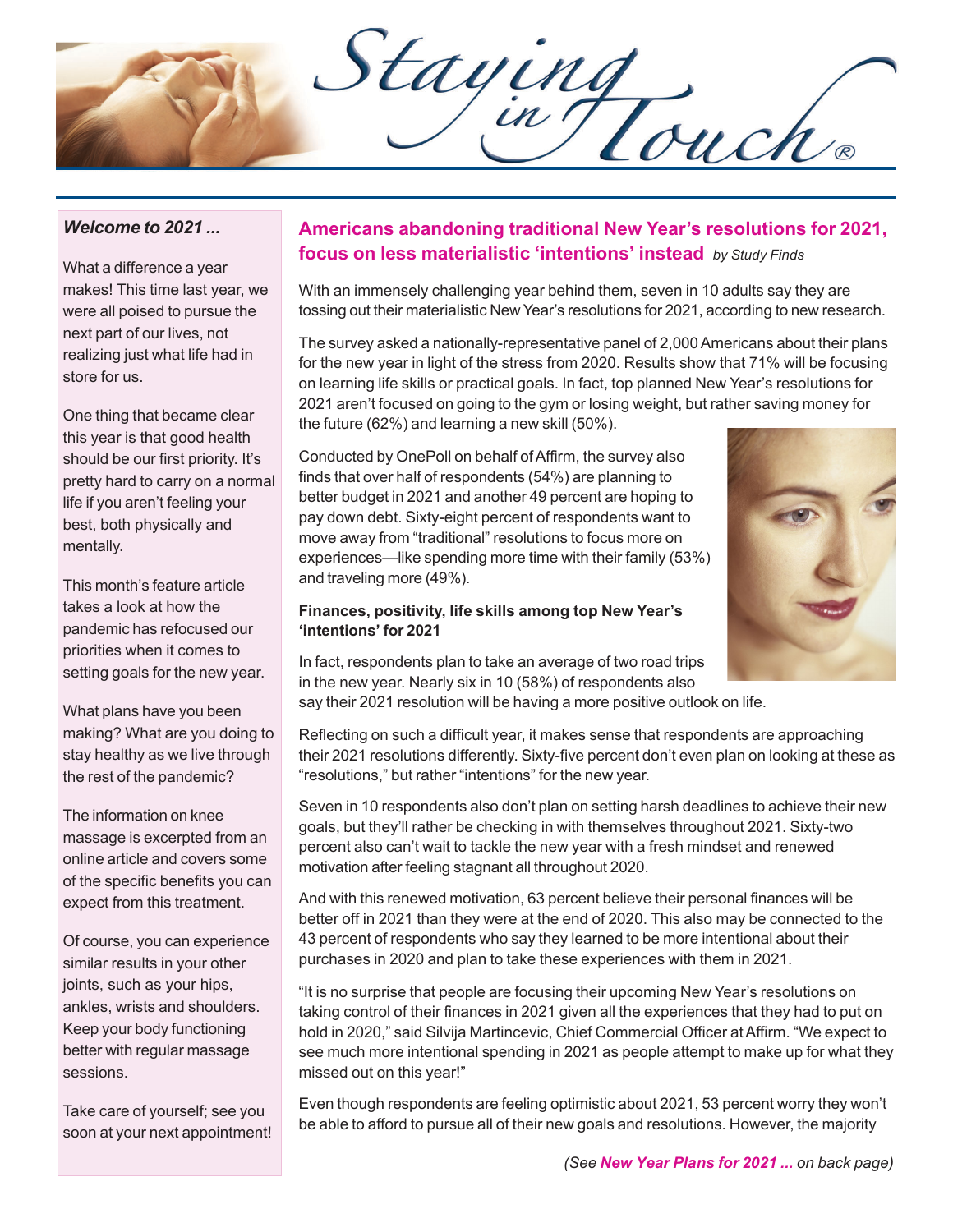# Staying in Touch®

### *Welcome to 2021 ...*

What a difference a year makes! This time last year, we were all poised to pursue the next part of our lives, not realizing just what life had in store for us.

One thing that became clear this year is that good health should be our first priority. It's pretty hard to carry on a normal life if you aren't feeling your best, both physically and mentally.

This month's feature article takes a look at how the pandemic has refocused our priorities when it comes to setting goals for the new year.

What plans have you been making? What are you doing to stay healthy as we live through the rest of the pandemic?

The information on knee massage is excerpted from an online article and covers some of the specific benefits you can expect from this treatment.

Of course, you can experience similar results in your other joints, such as your hips, ankles, wrists and shoulders. Keep your body functioning better with regular massage sessions.

Take care of yourself; see you soon at your next appointment!

## Americans abandoning traditional New Year's resolutions for 2021, focus on less materialistic 'intentions' instead *by Study Finds*

With an immensely challenging year behind them, seven in 10 adults say they are tossing out their materialistic New Year's resolutions for 2021, according to new research.

The survey asked a nationally-representative panel of 2,000 Americans about their plans for the new year in light of the stress from 2020. Results show that 71% will be focusing on learning life skills or practical goals. In fact, top planned New Year's resolutions for 2021 aren't focused on going to the gym or losing weight, but rather saving money for the future (62%) and learning a new skill (50%).

Conducted by OnePoll on behalf of Affirm, the survey also finds that over half of respondents (54%) are planning to better budget in 2021 and another 49 percent are hoping to pay down debt. Sixty-eight percent of respondents want to move away from "traditional" resolutions to focus more on experiences—like spending more time with their family (53%) and traveling more (49%).

**Finances, positivity, life skills among top New Year's 'intentions' for 2021**

In fact, respondents plan to take an average of two road trips in the new year. Nearly six in 10 (58%) of respondents also say their 2021 resolution will be having a more positive outlook on life.

Reflecting on such a difficult year, it makes sense that respondents are approaching their 2021 resolutions differently. Sixty-five percent don't even plan on looking at these as "resolutions," but rather "intentions" for the new year.

Seven in 10 respondents also don't plan on setting harsh deadlines to achieve their new goals, but they'll rather be checking in with themselves throughout 2021. Sixty-two percent also can't wait to tackle the new year with a fresh mindset and renewed motivation after feeling stagnant all throughout 2020.

And with this renewed motivation, 63 percent believe their personal finances will be better off in 2021 than they were at the end of 2020. This also may be connected to the 43 percent of respondents who say they learned to be more intentional about their purchases in 2020 and plan to take these experiences with them in 2021.

"It is no surprise that people are focusing their upcoming New Year's resolutions on taking control of their finances in 2021 given all the experiences that they had to put on hold in 2020," said Silvija Martincevic, Chief Commercial Officer at Affirm. "We expect to see much more intentional spending in 2021 as people attempt to make up for what they missed out on this year!"

Even though respondents are feeling optimistic about 2021, 53 percent worry they won't be able to afford to pursue all of their new goals and resolutions. However, the majority

*(See **New Year Plans for 2021 ...** on back page)*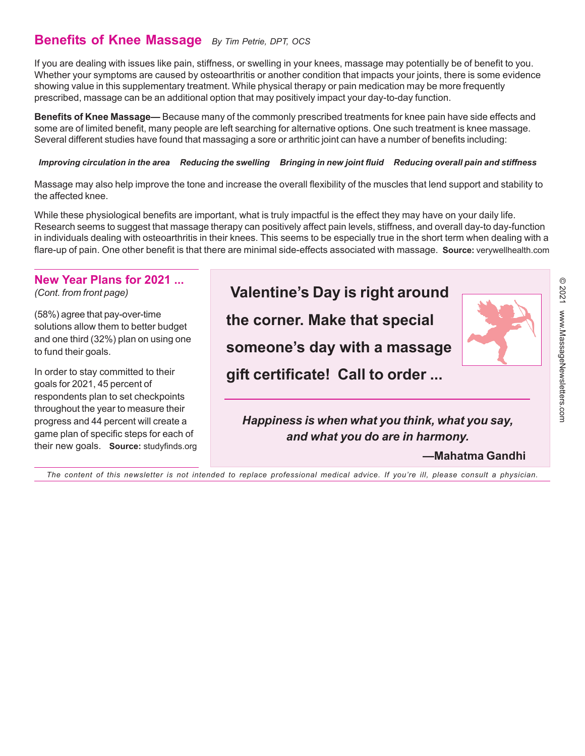## Benefits of Knee Massage

*By Tim Petrie, DPT, OCS*

If you are dealing with issues like pain, stiffness, or swelling in your knees, massage may potentially be of benefit to you. Whether your symptoms are caused by osteoarthritis or another condition that impacts your joints, there is some evidence showing value in this supplementary treatment. While physical therapy or pain medication may be more frequently prescribed, massage can be an additional option that may positively impact your day-to-day function.

**Benefits of Knee Massage—** Because many of the commonly prescribed treatments for knee pain have side effects and some are of limited benefit, many people are left searching for alternative options. One such treatment is knee massage. Several different studies have found that massaging a sore or arthritic joint can have a number of benefits including:

***Improving circulation in the area*** ***Reducing the swelling*** ***Bringing in new joint fluid*** ***Reducing overall pain and stiffness***

Massage may also help improve the tone and increase the overall flexibility of the muscles that lend support and stability to the affected knee.

While these physiological benefits are important, what is truly impactful is the effect they may have on your daily life. Research seems to suggest that massage therapy can positively affect pain levels, stiffness, and overall day-to day-function in individuals dealing with osteoarthritis in their knees. This seems to be especially true in the short term when dealing with a flare-up of pain. One other benefit is that there are minimal side-effects associated with massage. **Source:** verywellhealth.com

## New Year Plans for 2021 ...

*(Cont. from front page)*

(58%) agree that pay-over-time solutions allow them to better budget and one third (32%) plan on using one to fund their goals.

In order to stay committed to their goals for 2021, 45 percent of respondents plan to set checkpoints throughout the year to measure their progress and 44 percent will create a game plan of specific steps for each of their new goals. **Source:** studyfinds.org

**Valentine's Day is right around the corner. Make that special someone's day with a massage gift certificate! Call to order ...**

***Happiness is when what you think, what you say, and what you do are in harmony.***

**—Mahatma Gandhi**

*The content of this newsletter is not intended to replace professional medical advice. If you're ill, please consult a physician.*

© 2021 www.MassageNewsletters.com